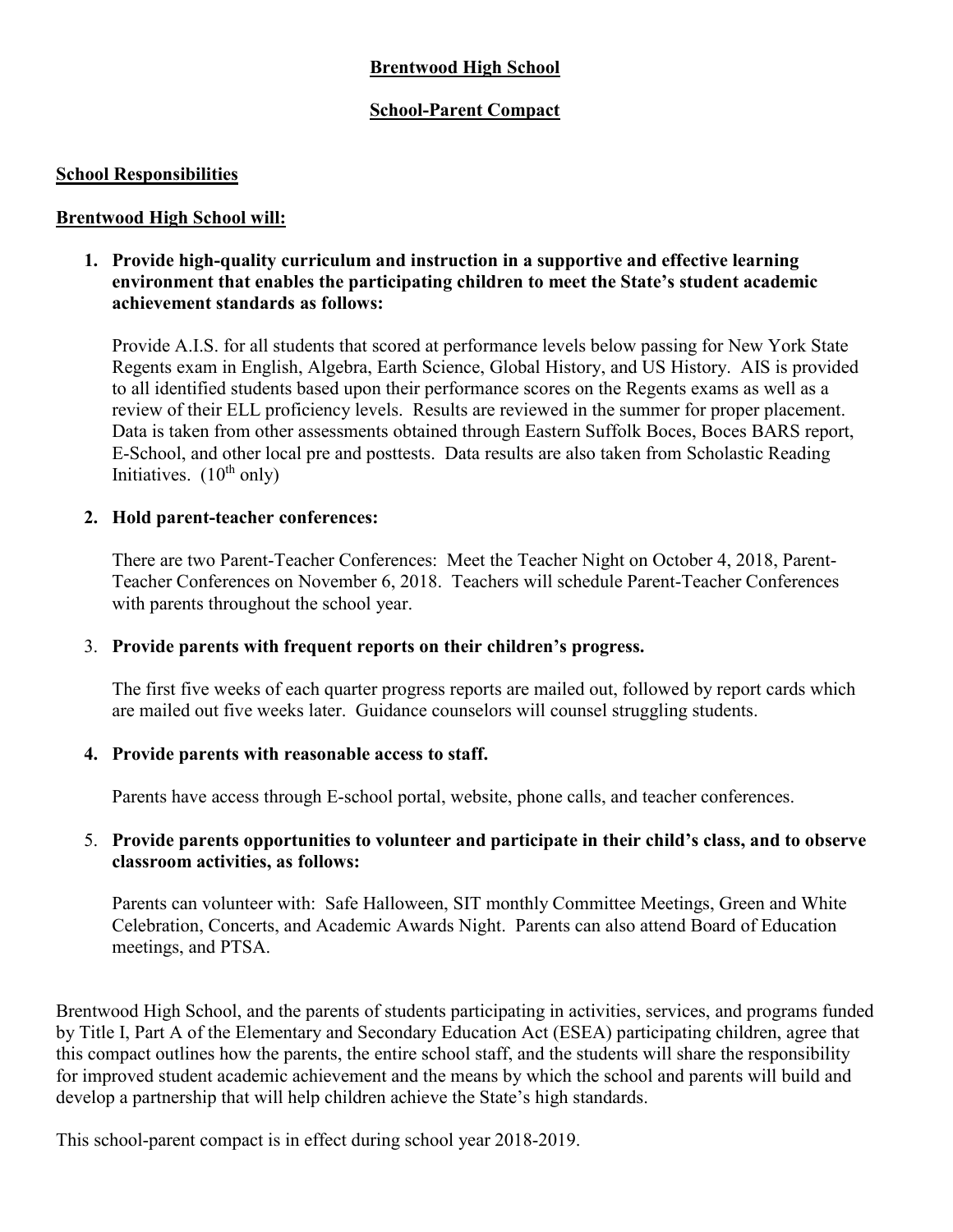# Brentwood High School

## School-Parent Compact

### School Responsibilities

### Brentwood High School will:

1. **Provide high-quality curriculum and instruction in a supportive and effective learning environment that enables the participating children to meet the State's student academic achievement standards as follows:**

   Provide A.I.S. for all students that scored at performance levels below passing for New York State Regents exam in English, Algebra, Earth Science, Global History, and US History. AIS is provided to all identified students based upon their performance scores on the Regents exams as well as a review of their ELL proficiency levels. Results are reviewed in the summer for proper placement. Data is taken from other assessments obtained through Eastern Suffolk Boces, Boces BARS report, E-School, and other local pre and posttests. Data results are also taken from Scholastic Reading Initiatives. (10th only)

2. **Hold parent-teacher conferences:**

   There are two Parent-Teacher Conferences: Meet the Teacher Night on October 4, 2018, Parent-Teacher Conferences on November 6, 2018. Teachers will schedule Parent-Teacher Conferences with parents throughout the school year.

3. **Provide parents with frequent reports on their children's progress.**

   The first five weeks of each quarter progress reports are mailed out, followed by report cards which are mailed out five weeks later. Guidance counselors will counsel struggling students.

4. **Provide parents with reasonable access to staff.**

   Parents have access through E-school portal, website, phone calls, and teacher conferences.

5. **Provide parents opportunities to volunteer and participate in their child's class, and to observe classroom activities, as follows:**

   Parents can volunteer with: Safe Halloween, SIT monthly Committee Meetings, Green and White Celebration, Concerts, and Academic Awards Night. Parents can also attend Board of Education meetings, and PTSA.

Brentwood High School, and the parents of students participating in activities, services, and programs funded by Title I, Part A of the Elementary and Secondary Education Act (ESEA) participating children, agree that this compact outlines how the parents, the entire school staff, and the students will share the responsibility for improved student academic achievement and the means by which the school and parents will build and develop a partnership that will help children achieve the State's high standards.

This school-parent compact is in effect during school year 2018-2019.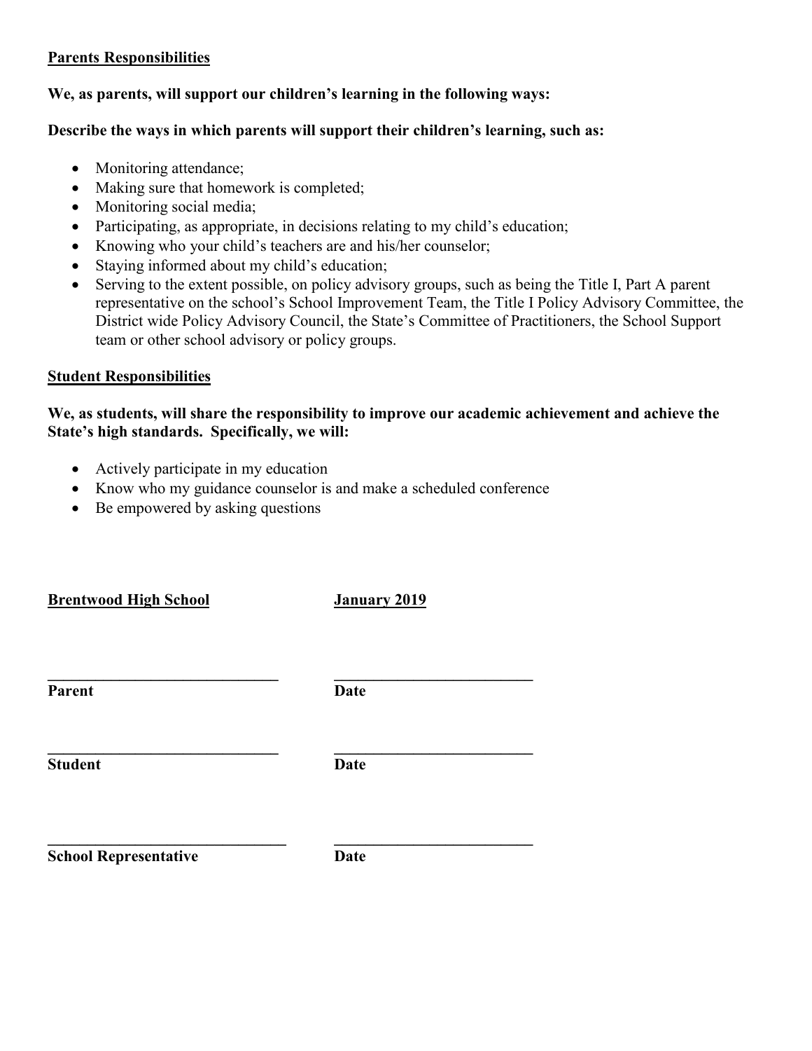**Parents Responsibilities**

**We, as parents, will support our children's learning in the following ways:**

**Describe the ways in which parents will support their children's learning, such as:**

- Monitoring attendance;
- Making sure that homework is completed;
- Monitoring social media;
- Participating, as appropriate, in decisions relating to my child's education;
- Knowing who your child's teachers are and his/her counselor;
- Staying informed about my child's education;
- Serving to the extent possible, on policy advisory groups, such as being the Title I, Part A parent representative on the school's School Improvement Team, the Title I Policy Advisory Committee, the District wide Policy Advisory Council, the State's Committee of Practitioners, the School Support team or other school advisory or policy groups.

**Student Responsibilities**

**We, as students, will share the responsibility to improve our academic achievement and achieve the State's high standards. Specifically, we will:**

- Actively participate in my education
- Know who my guidance counselor is and make a scheduled conference
- Be empowered by asking questions

**Brentwood High School** **January 2019**

______________________________ ______________________________
**Parent** **Date**

______________________________ ______________________________
**Student** **Date**

______________________________ ______________________________
**School Representative** **Date**